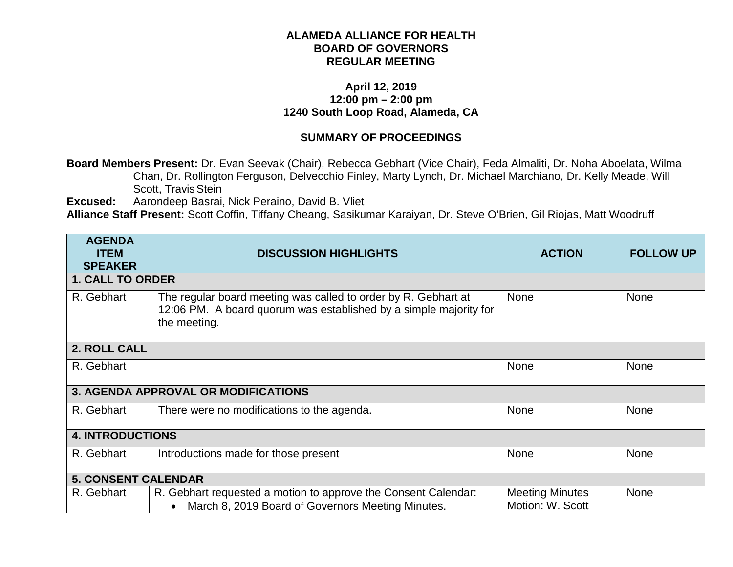**ALAMEDA ALLIANCE FOR HEALTH**
**BOARD OF GOVERNORS**
**REGULAR MEETING**

**April 12, 2019**
**12:00 pm – 2:00 pm**
**1240 South Loop Road, Alameda, CA**

**SUMMARY OF PROCEEDINGS**

**Board Members Present:** Dr. Evan Seevak (Chair), Rebecca Gebhart (Vice Chair), Feda Almaliti, Dr. Noha Aboelata, Wilma Chan, Dr. Rollington Ferguson, Delvecchio Finley, Marty Lynch, Dr. Michael Marchiano, Dr. Kelly Meade, Will Scott, Travis Stein

**Excused:** Aarondeep Basrai, Nick Peraino, David B. Vliet

**Alliance Staff Present:** Scott Coffin, Tiffany Cheang, Sasikumar Karaiyan, Dr. Steve O'Brien, Gil Riojas, Matt Woodruff

| AGENDA ITEM SPEAKER | DISCUSSION HIGHLIGHTS | ACTION | FOLLOW UP |
|---|---|---|---|
| **1. CALL TO ORDER** | | | |
| R. Gebhart | The regular board meeting was called to order by R. Gebhart at 12:06 PM. A board quorum was established by a simple majority for the meeting. | None | None |
| **2. ROLL CALL** | | | |
| R. Gebhart | | None | None |
| **3. AGENDA APPROVAL OR MODIFICATIONS** | | | |
| R. Gebhart | There were no modifications to the agenda. | None | None |
| **4. INTRODUCTIONS** | | | |
| R. Gebhart | Introductions made for those present | None | None |
| **5. CONSENT CALENDAR** | | | |
| R. Gebhart | R. Gebhart requested a motion to approve the Consent Calendar:<br>• March 8, 2019 Board of Governors Meeting Minutes. | Meeting Minutes<br>Motion: W. Scott | None |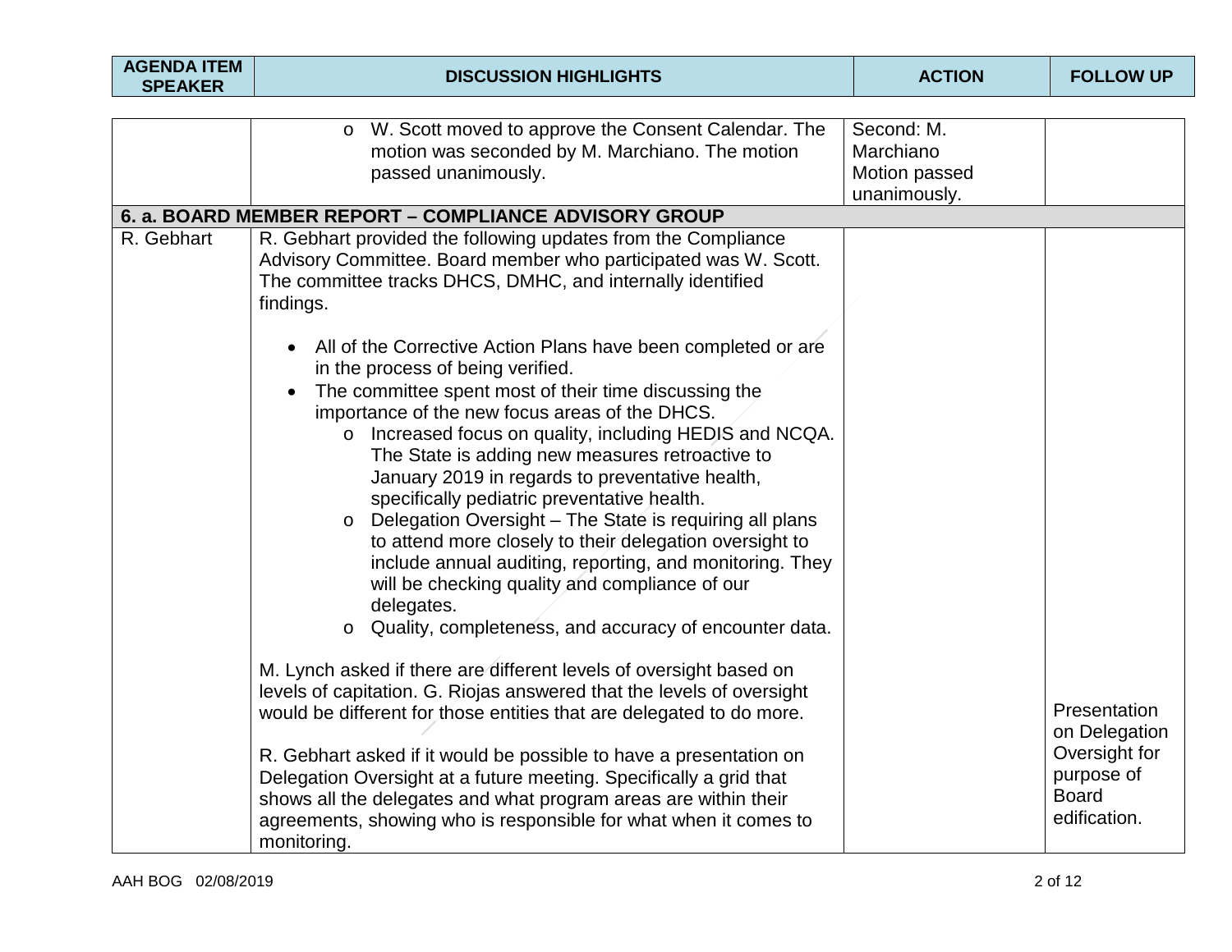| AGENDA ITEM SPEAKER | DISCUSSION HIGHLIGHTS | ACTION | FOLLOW UP |
|---|---|---|---|
| | o W. Scott moved to approve the Consent Calendar. The motion was seconded by M. Marchiano. The motion passed unanimously. | Second: M. Marchiano<br>Motion passed unanimously. | |
| **6. a. BOARD MEMBER REPORT – COMPLIANCE ADVISORY GROUP** | | | |
| R. Gebhart | R. Gebhart provided the following updates from the Compliance Advisory Committee. Board member who participated was W. Scott. The committee tracks DHCS, DMHC, and internally identified findings.<br><br>• All of the Corrective Action Plans have been completed or are in the process of being verified.<br>• The committee spent most of their time discussing the importance of the new focus areas of the DHCS.<br>&nbsp;&nbsp;&nbsp;&nbsp;o Increased focus on quality, including HEDIS and NCQA. The State is adding new measures retroactive to January 2019 in regards to preventative health, specifically pediatric preventative health.<br>&nbsp;&nbsp;&nbsp;&nbsp;o Delegation Oversight – The State is requiring all plans to attend more closely to their delegation oversight to include annual auditing, reporting, and monitoring. They will be checking quality and compliance of our delegates.<br>&nbsp;&nbsp;&nbsp;&nbsp;o Quality, completeness, and accuracy of encounter data.<br><br>M. Lynch asked if there are different levels of oversight based on levels of capitation. G. Riojas answered that the levels of oversight would be different for those entities that are delegated to do more.<br><br>R. Gebhart asked if it would be possible to have a presentation on Delegation Oversight at a future meeting. Specifically a grid that shows all the delegates and what program areas are within their agreements, showing who is responsible for what when it comes to monitoring. | | Presentation on Delegation Oversight for purpose of Board edification. |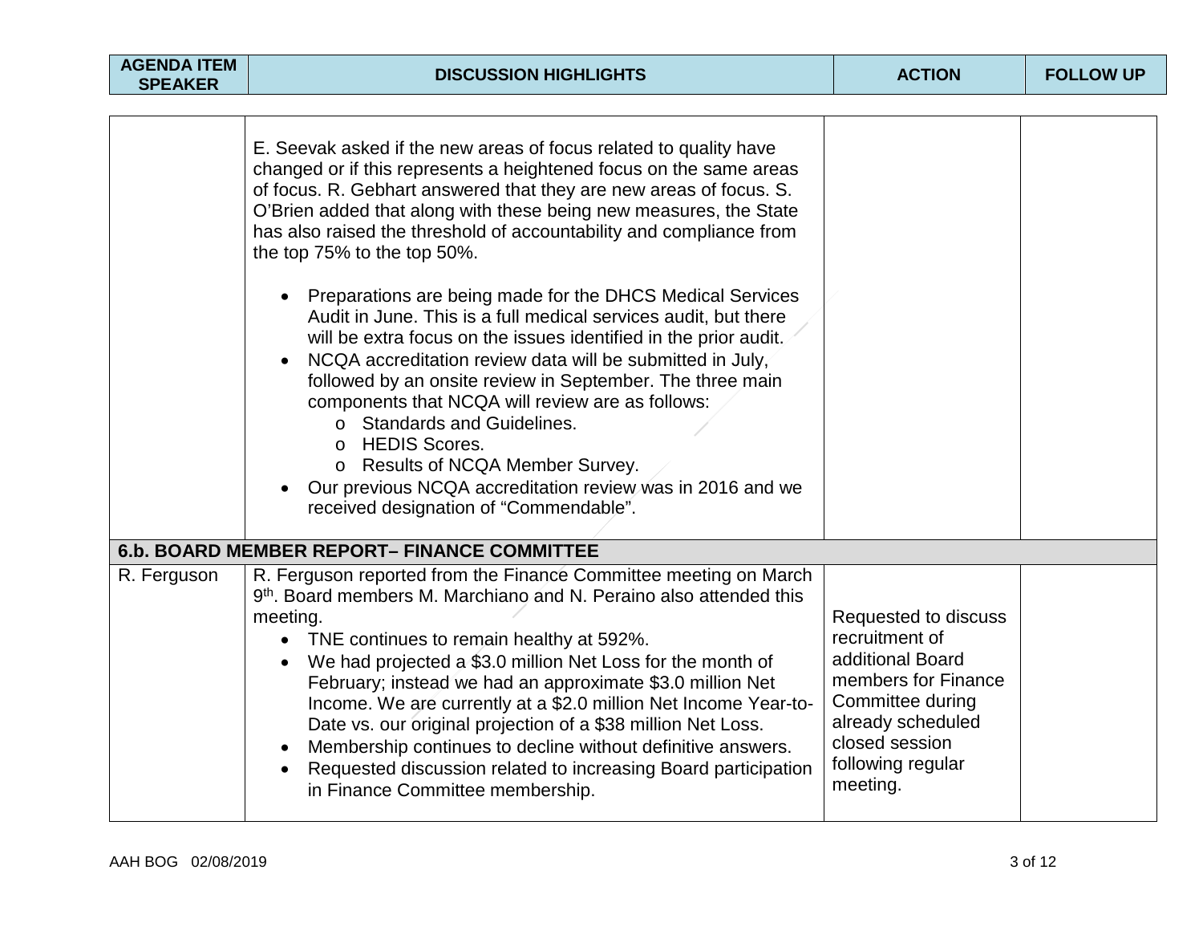| AGENDA ITEM SPEAKER | DISCUSSION HIGHLIGHTS | ACTION | FOLLOW UP |
|---|---|---|---|
| | E. Seevak asked if the new areas of focus related to quality have changed or if this represents a heightened focus on the same areas of focus. R. Gebhart answered that they are new areas of focus. S. O'Brien added that along with these being new measures, the State has also raised the threshold of accountability and compliance from the top 75% to the top 50%.<br><br>• Preparations are being made for the DHCS Medical Services Audit in June. This is a full medical services audit, but there will be extra focus on the issues identified in the prior audit.<br>• NCQA accreditation review data will be submitted in July, followed by an onsite review in September. The three main components that NCQA will review are as follows:<br>  o Standards and Guidelines.<br>  o HEDIS Scores.<br>  o Results of NCQA Member Survey.<br>• Our previous NCQA accreditation review was in 2016 and we received designation of "Commendable". | | |
| **6.b. BOARD MEMBER REPORT– FINANCE COMMITTEE** | | | |
| R. Ferguson | R. Ferguson reported from the Finance Committee meeting on March 9th. Board members M. Marchiano and N. Peraino also attended this meeting.<br>• TNE continues to remain healthy at 592%.<br>• We had projected a $3.0 million Net Loss for the month of February; instead we had an approximate $3.0 million Net Income. We are currently at a $2.0 million Net Income Year-to-Date vs. our original projection of a $38 million Net Loss.<br>• Membership continues to decline without definitive answers.<br>• Requested discussion related to increasing Board participation in Finance Committee membership. | Requested to discuss recruitment of additional Board members for Finance Committee during already scheduled closed session following regular meeting. | |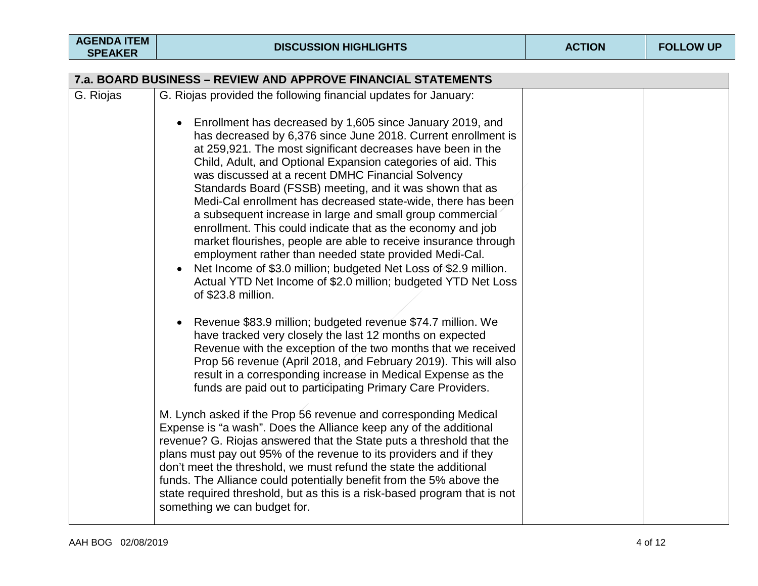| AGENDA ITEM SPEAKER | DISCUSSION HIGHLIGHTS | ACTION | FOLLOW UP |
|---|---|---|---|
| **7.a. BOARD BUSINESS – REVIEW AND APPROVE FINANCIAL STATEMENTS** | | | |
| G. Riojas | G. Riojas provided the following financial updates for January:<br><br>• Enrollment has decreased by 1,605 since January 2019, and has decreased by 6,376 since June 2018. Current enrollment is at 259,921. The most significant decreases have been in the Child, Adult, and Optional Expansion categories of aid. This was discussed at a recent DMHC Financial Solvency Standards Board (FSSB) meeting, and it was shown that as Medi-Cal enrollment has decreased state-wide, there has been a subsequent increase in large and small group commercial enrollment. This could indicate that as the economy and job market flourishes, people are able to receive insurance through employment rather than needed state provided Medi-Cal.<br>• Net Income of \$3.0 million; budgeted Net Loss of \$2.9 million. Actual YTD Net Income of \$2.0 million; budgeted YTD Net Loss of \$23.8 million.<br><br>• Revenue \$83.9 million; budgeted revenue \$74.7 million. We have tracked very closely the last 12 months on expected Revenue with the exception of the two months that we received Prop 56 revenue (April 2018, and February 2019). This will also result in a corresponding increase in Medical Expense as the funds are paid out to participating Primary Care Providers.<br><br>M. Lynch asked if the Prop 56 revenue and corresponding Medical Expense is "a wash". Does the Alliance keep any of the additional revenue? G. Riojas answered that the State puts a threshold that the plans must pay out 95% of the revenue to its providers and if they don't meet the threshold, we must refund the state the additional funds. The Alliance could potentially benefit from the 5% above the state required threshold, but as this is a risk-based program that is not something we can budget for. | | |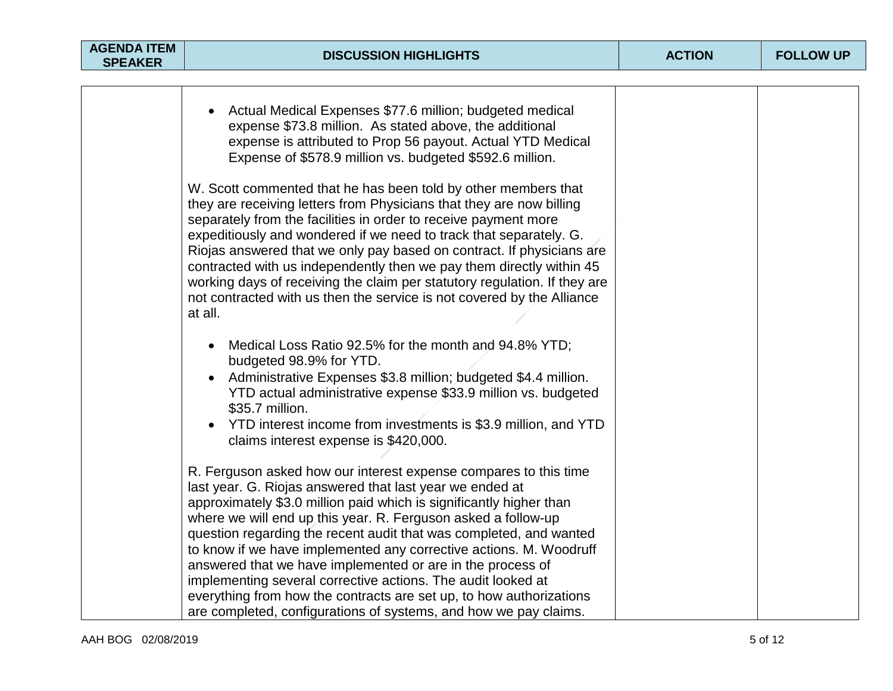| AGENDA ITEM SPEAKER | DISCUSSION HIGHLIGHTS | ACTION | FOLLOW UP |
|---|---|---|---|
| | • Actual Medical Expenses \$77.6 million; budgeted medical expense \$73.8 million. As stated above, the additional expense is attributed to Prop 56 payout. Actual YTD Medical Expense of \$578.9 million vs. budgeted \$592.6 million.<br><br>W. Scott commented that he has been told by other members that they are receiving letters from Physicians that they are now billing separately from the facilities in order to receive payment more expeditiously and wondered if we need to track that separately. G. Riojas answered that we only pay based on contract. If physicians are contracted with us independently then we pay them directly within 45 working days of receiving the claim per statutory regulation. If they are not contracted with us then the service is not covered by the Alliance at all.<br><br>• Medical Loss Ratio 92.5% for the month and 94.8% YTD; budgeted 98.9% for YTD.<br>• Administrative Expenses \$3.8 million; budgeted \$4.4 million. YTD actual administrative expense \$33.9 million vs. budgeted \$35.7 million.<br>• YTD interest income from investments is \$3.9 million, and YTD claims interest expense is \$420,000.<br><br>R. Ferguson asked how our interest expense compares to this time last year. G. Riojas answered that last year we ended at approximately \$3.0 million paid which is significantly higher than where we will end up this year. R. Ferguson asked a follow-up question regarding the recent audit that was completed, and wanted to know if we have implemented any corrective actions. M. Woodruff answered that we have implemented or are in the process of implementing several corrective actions. The audit looked at everything from how the contracts are set up, to how authorizations are completed, configurations of systems, and how we pay claims. | | |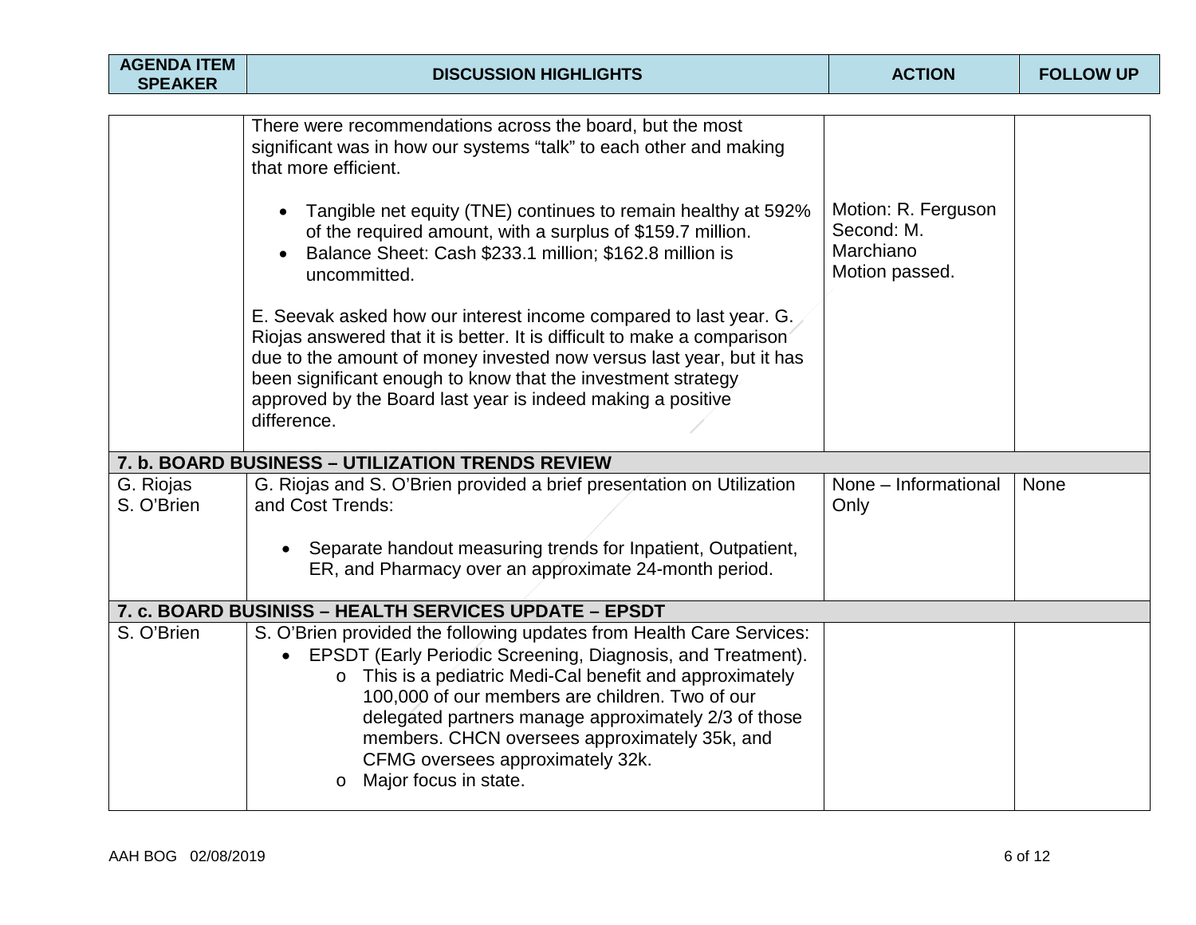| AGENDA ITEM SPEAKER | DISCUSSION HIGHLIGHTS | ACTION | FOLLOW UP |
|---|---|---|---|
| | There were recommendations across the board, but the most significant was in how our systems "talk" to each other and making that more efficient.<br><br>• Tangible net equity (TNE) continues to remain healthy at 592% of the required amount, with a surplus of $159.7 million.<br>• Balance Sheet: Cash $233.1 million; $162.8 million is uncommitted.<br><br>E. Seevak asked how our interest income compared to last year. G. Riojas answered that it is better. It is difficult to make a comparison due to the amount of money invested now versus last year, but it has been significant enough to know that the investment strategy approved by the Board last year is indeed making a positive difference. | Motion: R. Ferguson<br>Second: M. Marchiano<br>Motion passed. | |
| **7. b. BOARD BUSINESS – UTILIZATION TRENDS REVIEW** | | | |
| G. Riojas<br>S. O'Brien | G. Riojas and S. O'Brien provided a brief presentation on Utilization and Cost Trends:<br><br>• Separate handout measuring trends for Inpatient, Outpatient, ER, and Pharmacy over an approximate 24-month period. | None – Informational Only | None |
| **7. c. BOARD BUSINISS – HEALTH SERVICES UPDATE – EPSDT** | | | |
| S. O'Brien | S. O'Brien provided the following updates from Health Care Services:<br>• EPSDT (Early Periodic Screening, Diagnosis, and Treatment).<br>&nbsp;&nbsp;o This is a pediatric Medi-Cal benefit and approximately 100,000 of our members are children. Two of our delegated partners manage approximately 2/3 of those members. CHCN oversees approximately 35k, and CFMG oversees approximately 32k.<br>&nbsp;&nbsp;o Major focus in state. | | |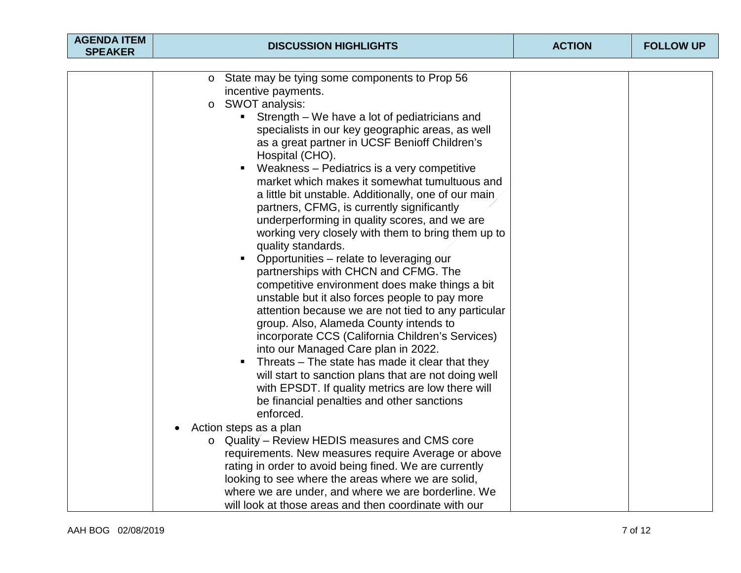| AGENDA ITEM SPEAKER | DISCUSSION HIGHLIGHTS | ACTION | FOLLOW UP |
|---|---|---|---|
| | ○ State may be tying some components to Prop 56 incentive payments.<br>○ SWOT analysis:<br>▪ Strength – We have a lot of pediatricians and specialists in our key geographic areas, as well as a great partner in UCSF Benioff Children's Hospital (CHO).<br>▪ Weakness – Pediatrics is a very competitive market which makes it somewhat tumultuous and a little bit unstable. Additionally, one of our main partners, CFMG, is currently significantly underperforming in quality scores, and we are working very closely with them to bring them up to quality standards.<br>▪ Opportunities – relate to leveraging our partnerships with CHCN and CFMG. The competitive environment does make things a bit unstable but it also forces people to pay more attention because we are not tied to any particular group. Also, Alameda County intends to incorporate CCS (California Children's Services) into our Managed Care plan in 2022.<br>▪ Threats – The state has made it clear that they will start to sanction plans that are not doing well with EPSDT. If quality metrics are low there will be financial penalties and other sanctions enforced.<br>• Action steps as a plan<br>○ Quality – Review HEDIS measures and CMS core requirements. New measures require Average or above rating in order to avoid being fined. We are currently looking to see where the areas where we are solid, where we are under, and where we are borderline. We will look at those areas and then coordinate with our | | |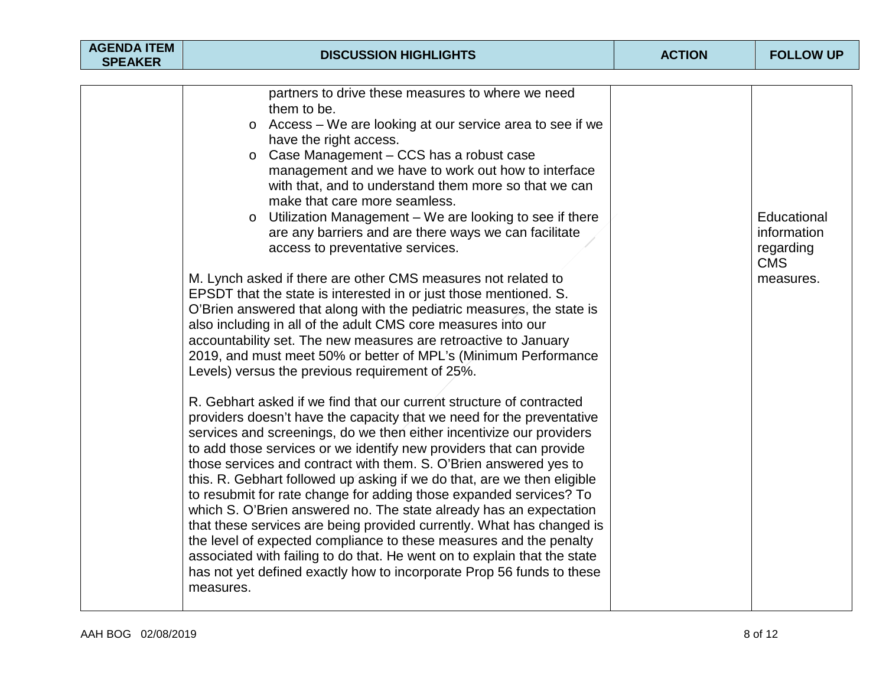| AGENDA ITEM SPEAKER | DISCUSSION HIGHLIGHTS | ACTION | FOLLOW UP |
|---|---|---|---|
| | partners to drive these measures to where we need them to be.<br>o Access – We are looking at our service area to see if we have the right access.<br>o Case Management – CCS has a robust case management and we have to work out how to interface with that, and to understand them more so that we can make that care more seamless.<br>o Utilization Management – We are looking to see if there are any barriers and are there ways we can facilitate access to preventative services.<br><br>M. Lynch asked if there are other CMS measures not related to EPSDT that the state is interested in or just those mentioned. S. O'Brien answered that along with the pediatric measures, the state is also including in all of the adult CMS core measures into our accountability set. The new measures are retroactive to January 2019, and must meet 50% or better of MPL's (Minimum Performance Levels) versus the previous requirement of 25%.<br><br>R. Gebhart asked if we find that our current structure of contracted providers doesn't have the capacity that we need for the preventative services and screenings, do we then either incentivize our providers to add those services or we identify new providers that can provide those services and contract with them. S. O'Brien answered yes to this. R. Gebhart followed up asking if we do that, are we then eligible to resubmit for rate change for adding those expanded services? To which S. O'Brien answered no. The state already has an expectation that these services are being provided currently. What has changed is the level of expected compliance to these measures and the penalty associated with failing to do that. He went on to explain that the state has not yet defined exactly how to incorporate Prop 56 funds to these measures. | | Educational information regarding CMS measures. |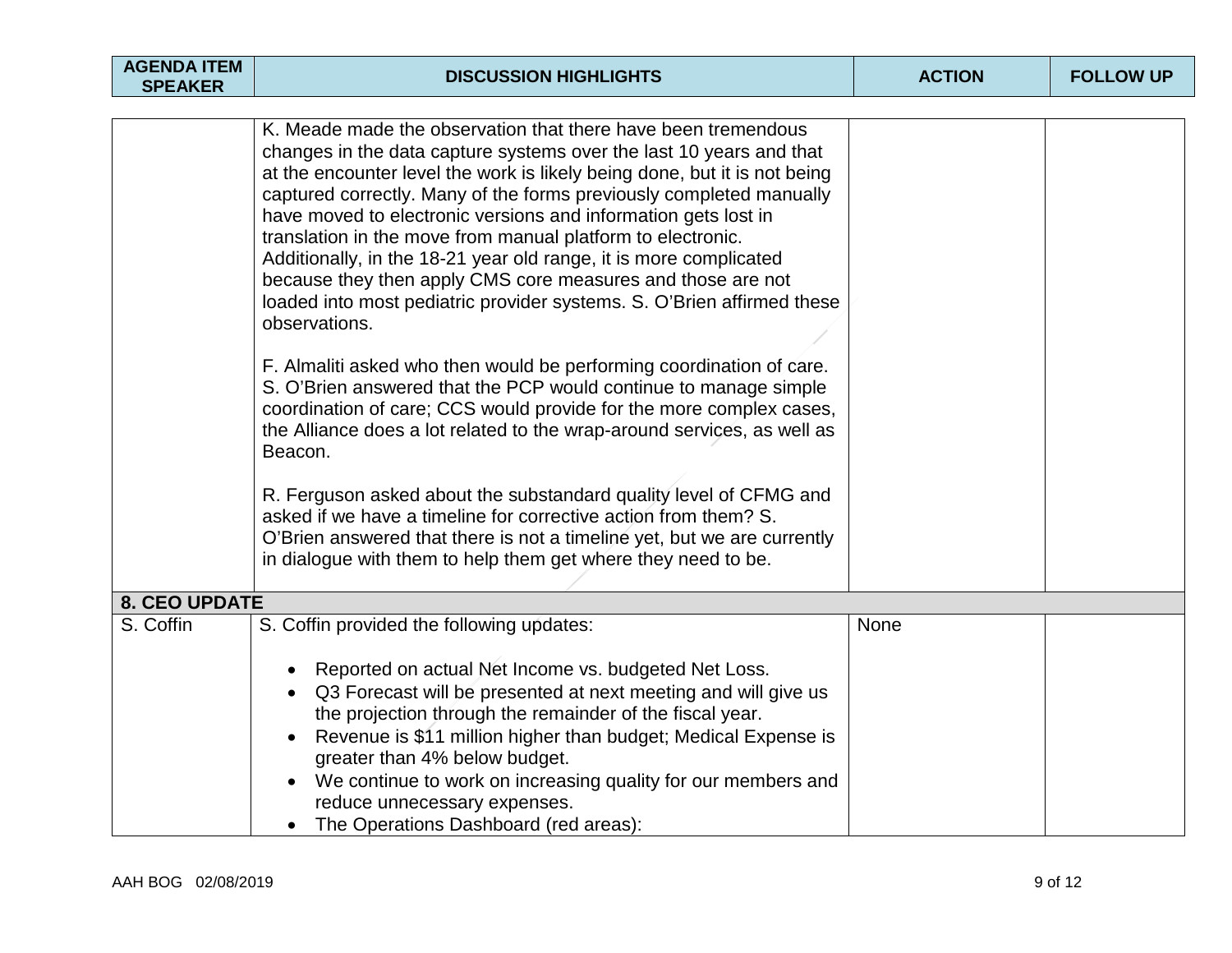| AGENDA ITEM SPEAKER | DISCUSSION HIGHLIGHTS | ACTION | FOLLOW UP |
|---|---|---|---|
| | K. Meade made the observation that there have been tremendous changes in the data capture systems over the last 10 years and that at the encounter level the work is likely being done, but it is not being captured correctly. Many of the forms previously completed manually have moved to electronic versions and information gets lost in translation in the move from manual platform to electronic. Additionally, in the 18-21 year old range, it is more complicated because they then apply CMS core measures and those are not loaded into most pediatric provider systems. S. O'Brien affirmed these observations.<br><br>F. Almaliti asked who then would be performing coordination of care. S. O'Brien answered that the PCP would continue to manage simple coordination of care; CCS would provide for the more complex cases, the Alliance does a lot related to the wrap-around services, as well as Beacon.<br><br>R. Ferguson asked about the substandard quality level of CFMG and asked if we have a timeline for corrective action from them? S. O'Brien answered that there is not a timeline yet, but we are currently in dialogue with them to help them get where they need to be. | | |
| **8. CEO UPDATE** | | | |
| S. Coffin | S. Coffin provided the following updates:<br><br>• Reported on actual Net Income vs. budgeted Net Loss.<br>• Q3 Forecast will be presented at next meeting and will give us the projection through the remainder of the fiscal year.<br>• Revenue is $11 million higher than budget; Medical Expense is greater than 4% below budget.<br>• We continue to work on increasing quality for our members and reduce unnecessary expenses.<br>• The Operations Dashboard (red areas): | None | |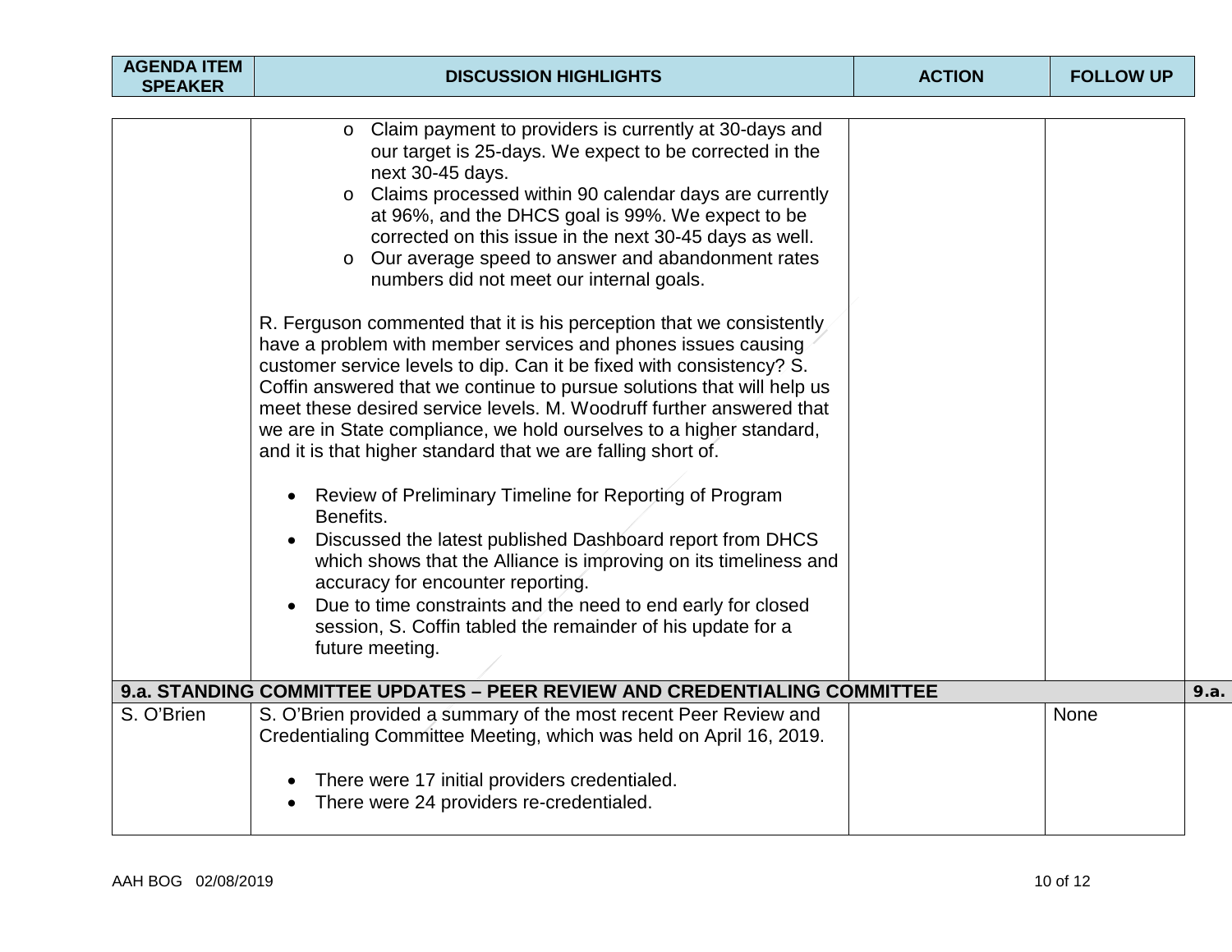| AGENDA ITEM SPEAKER | DISCUSSION HIGHLIGHTS | ACTION | FOLLOW UP |
|---|---|---|---|
| | ◦ Claim payment to providers is currently at 30-days and our target is 25-days. We expect to be corrected in the next 30-45 days.<br>◦ Claims processed within 90 calendar days are currently at 96%, and the DHCS goal is 99%. We expect to be corrected on this issue in the next 30-45 days as well.<br>◦ Our average speed to answer and abandonment rates numbers did not meet our internal goals.<br><br>R. Ferguson commented that it is his perception that we consistently have a problem with member services and phones issues causing customer service levels to dip. Can it be fixed with consistency? S. Coffin answered that we continue to pursue solutions that will help us meet these desired service levels. M. Woodruff further answered that we are in State compliance, we hold ourselves to a higher standard, and it is that higher standard that we are falling short of.<br><br>• Review of Preliminary Timeline for Reporting of Program Benefits.<br>• Discussed the latest published Dashboard report from DHCS which shows that the Alliance is improving on its timeliness and accuracy for encounter reporting.<br>• Due to time constraints and the need to end early for closed session, S. Coffin tabled the remainder of his update for a future meeting. | | |
| **9.a. STANDING COMMITTEE UPDATES – PEER REVIEW AND CREDENTIALING COMMITTEE** | | | **9.a.** |
| S. O'Brien | S. O'Brien provided a summary of the most recent Peer Review and Credentialing Committee Meeting, which was held on April 16, 2019.<br><br>• There were 17 initial providers credentialed.<br>• There were 24 providers re-credentialed. | | None |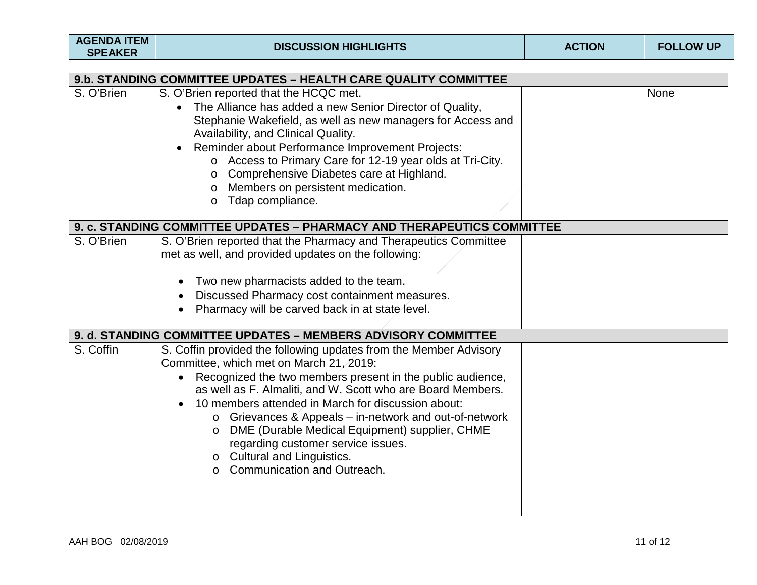| AGENDA ITEM SPEAKER | DISCUSSION HIGHLIGHTS | ACTION | FOLLOW UP |
|---|---|---|---|
| **9.b. STANDING COMMITTEE UPDATES – HEALTH CARE QUALITY COMMITTEE** | | | |
| S. O'Brien | S. O'Brien reported that the HCQC met.<br>• The Alliance has added a new Senior Director of Quality, Stephanie Wakefield, as well as new managers for Access and Availability, and Clinical Quality.<br>• Reminder about Performance Improvement Projects:<br>  o Access to Primary Care for 12-19 year olds at Tri-City.<br>  o Comprehensive Diabetes care at Highland.<br>  o Members on persistent medication.<br>  o Tdap compliance. | | None |
| **9. c. STANDING COMMITTEE UPDATES – PHARMACY AND THERAPEUTICS COMMITTEE** | | | |
| S. O'Brien | S. O'Brien reported that the Pharmacy and Therapeutics Committee met as well, and provided updates on the following:<br>• Two new pharmacists added to the team.<br>• Discussed Pharmacy cost containment measures.<br>• Pharmacy will be carved back in at state level. | | |
| **9. d. STANDING COMMITTEE UPDATES – MEMBERS ADVISORY COMMITTEE** | | | |
| S. Coffin | S. Coffin provided the following updates from the Member Advisory Committee, which met on March 21, 2019:<br>• Recognized the two members present in the public audience, as well as F. Almaliti, and W. Scott who are Board Members.<br>• 10 members attended in March for discussion about:<br>  o Grievances & Appeals – in-network and out-of-network<br>  o DME (Durable Medical Equipment) supplier, CHME regarding customer service issues.<br>  o Cultural and Linguistics.<br>  o Communication and Outreach. | | |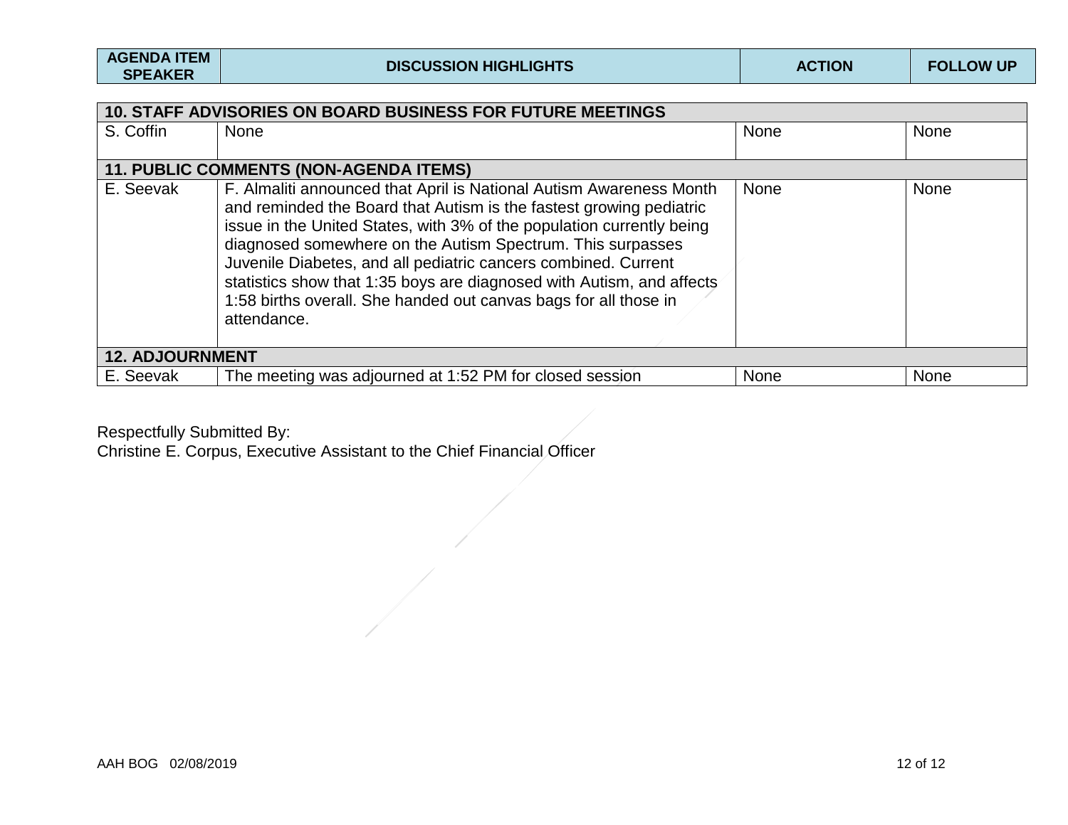| AGENDA ITEM SPEAKER | DISCUSSION HIGHLIGHTS | ACTION | FOLLOW UP |
|---|---|---|---|
| **10. STAFF ADVISORIES ON BOARD BUSINESS FOR FUTURE MEETINGS** | | | |
| S. Coffin | None | None | None |
| **11. PUBLIC COMMENTS (NON-AGENDA ITEMS)** | | | |
| E. Seevak | F. Almaliti announced that April is National Autism Awareness Month and reminded the Board that Autism is the fastest growing pediatric issue in the United States, with 3% of the population currently being diagnosed somewhere on the Autism Spectrum. This surpasses Juvenile Diabetes, and all pediatric cancers combined. Current statistics show that 1:35 boys are diagnosed with Autism, and affects 1:58 births overall. She handed out canvas bags for all those in attendance. | None | None |
| **12. ADJOURNMENT** | | | |
| E. Seevak | The meeting was adjourned at 1:52 PM for closed session | None | None |

Respectfully Submitted By:
Christine E. Corpus, Executive Assistant to the Chief Financial Officer